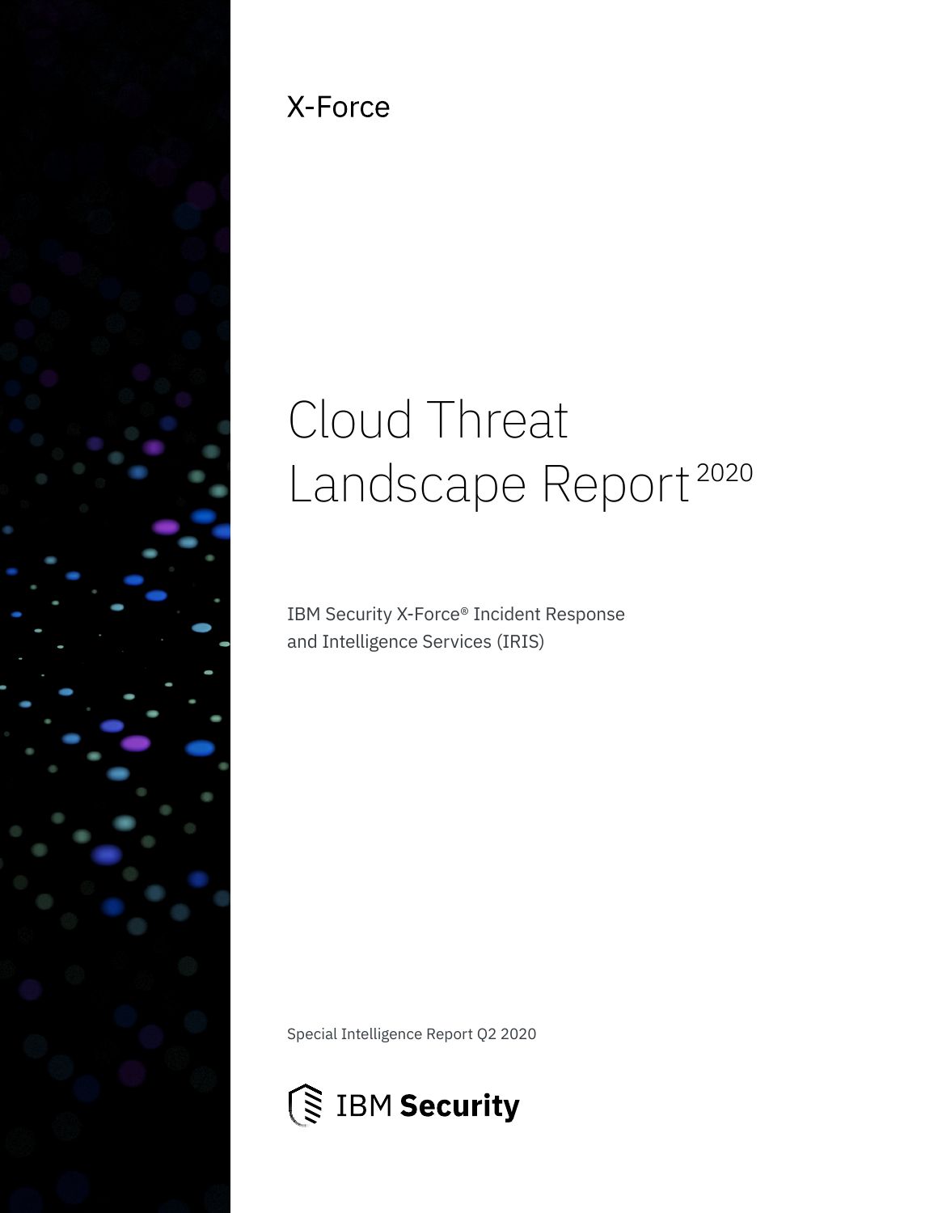X-Force

# Cloud Threat Landscape Report 2020

IBM Security X-Force® Incident Response and Intelligence Services (IRIS)

Special Intelligence Report Q2 2020

IBM Security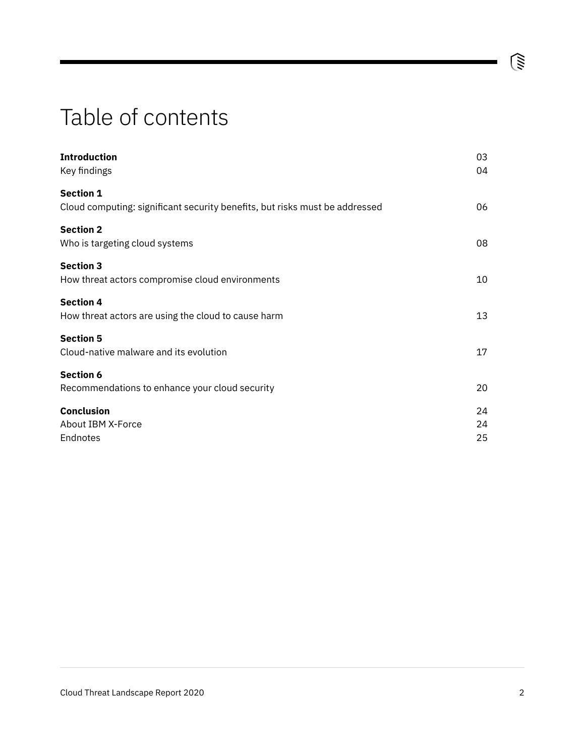# Table of contents

| | |
|---|---|
| **Introduction** | 03 |
| Key findings | 04 |
| **Section 1** | |
| Cloud computing: significant security benefits, but risks must be addressed | 06 |
| **Section 2** | |
| Who is targeting cloud systems | 08 |
| **Section 3** | |
| How threat actors compromise cloud environments | 10 |
| **Section 4** | |
| How threat actors are using the cloud to cause harm | 13 |
| **Section 5** | |
| Cloud-native malware and its evolution | 17 |
| **Section 6** | |
| Recommendations to enhance your cloud security | 20 |
| **Conclusion** | 24 |
| About IBM X-Force | 24 |
| Endnotes | 25 |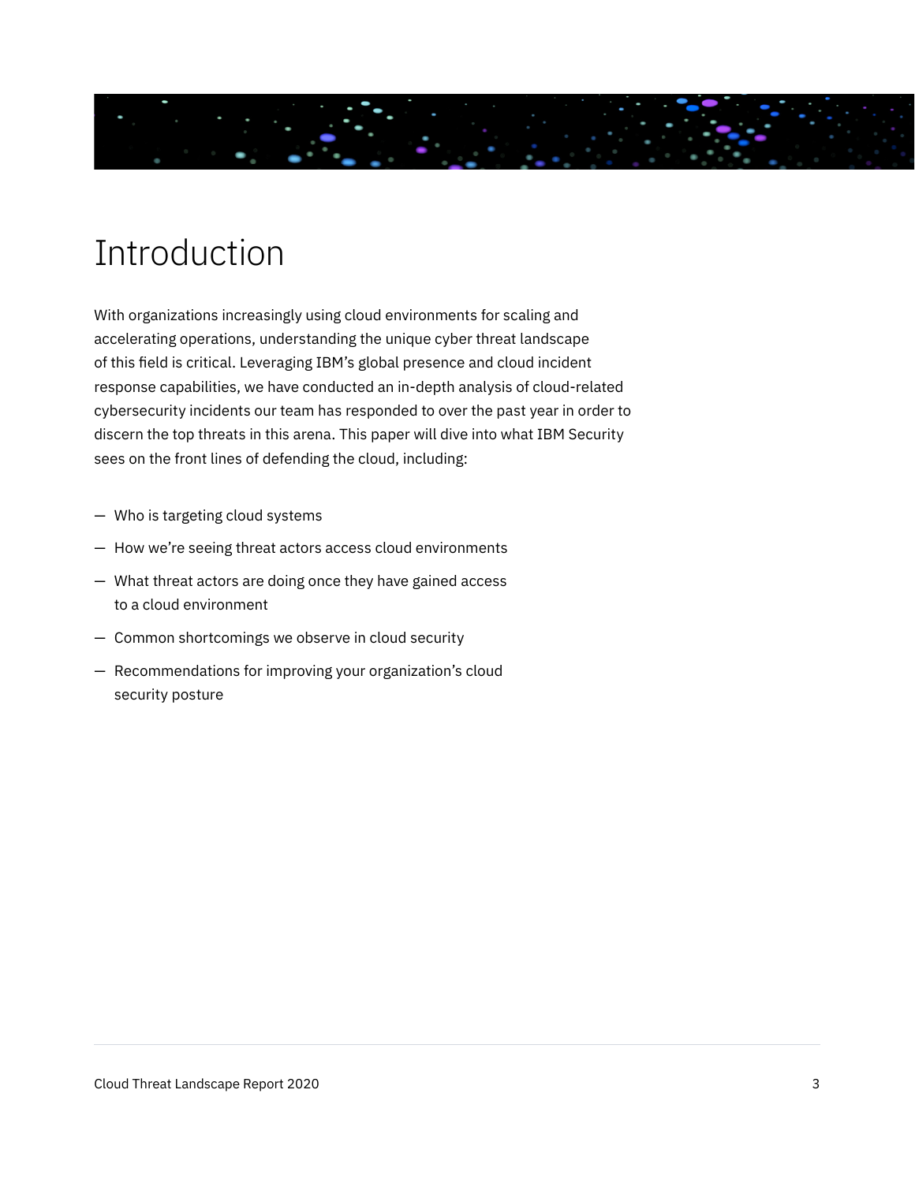# Introduction

With organizations increasingly using cloud environments for scaling and accelerating operations, understanding the unique cyber threat landscape of this field is critical. Leveraging IBM's global presence and cloud incident response capabilities, we have conducted an in-depth analysis of cloud-related cybersecurity incidents our team has responded to over the past year in order to discern the top threats in this arena. This paper will dive into what IBM Security sees on the front lines of defending the cloud, including:

- Who is targeting cloud systems
- How we're seeing threat actors access cloud environments
- What threat actors are doing once they have gained access to a cloud environment
- Common shortcomings we observe in cloud security
- Recommendations for improving your organization's cloud security posture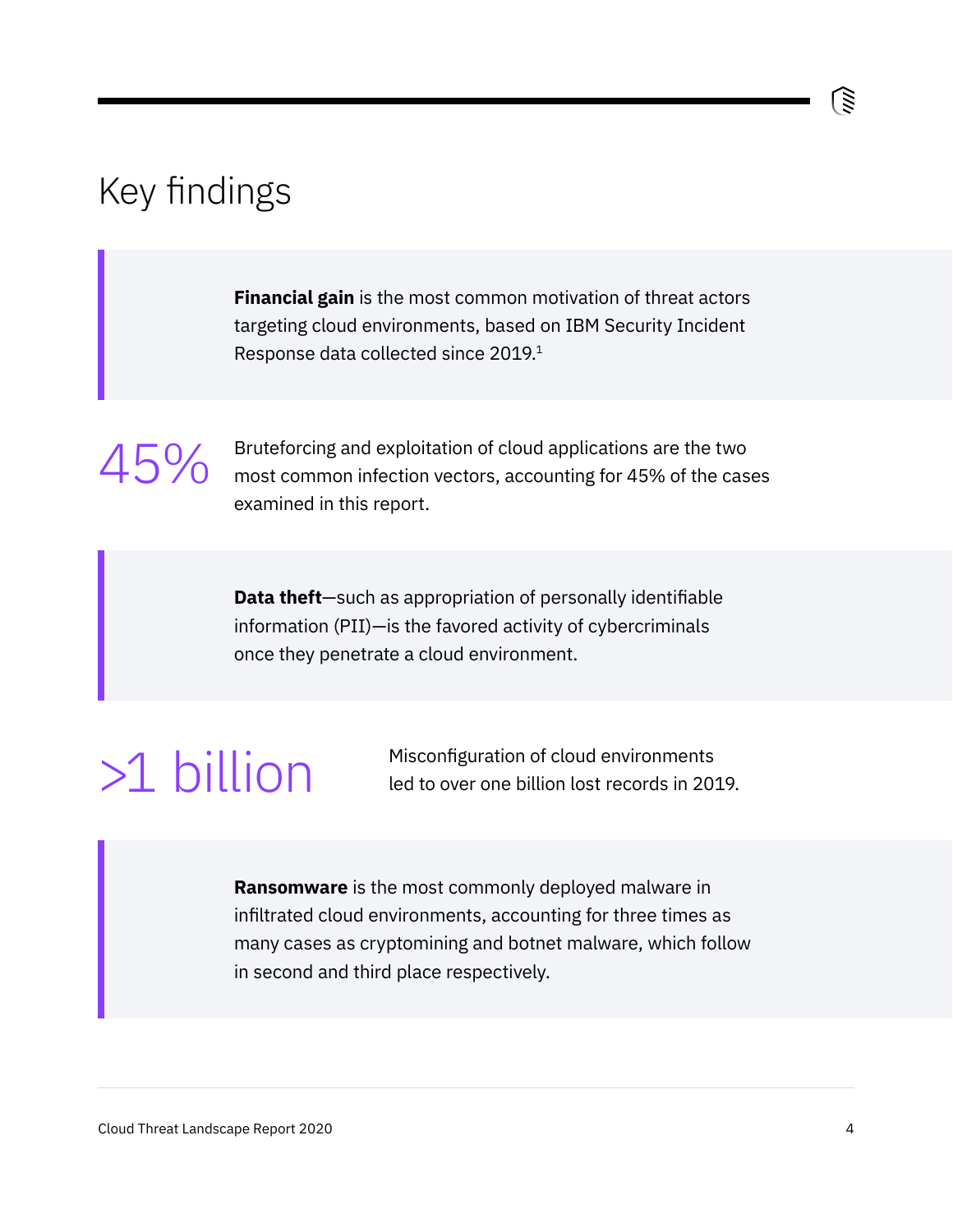# Key findings

**Financial gain** is the most common motivation of threat actors targeting cloud environments, based on IBM Security Incident Response data collected since 2019.[1]

45%

Bruteforcing and exploitation of cloud applications are the two most common infection vectors, accounting for 45% of the cases examined in this report.

**Data theft**—such as appropriation of personally identifiable information (PII)—is the favored activity of cybercriminals once they penetrate a cloud environment.

>1 billion

Misconfiguration of cloud environments led to over one billion lost records in 2019.

**Ransomware** is the most commonly deployed malware in infiltrated cloud environments, accounting for three times as many cases as cryptomining and botnet malware, which follow in second and third place respectively.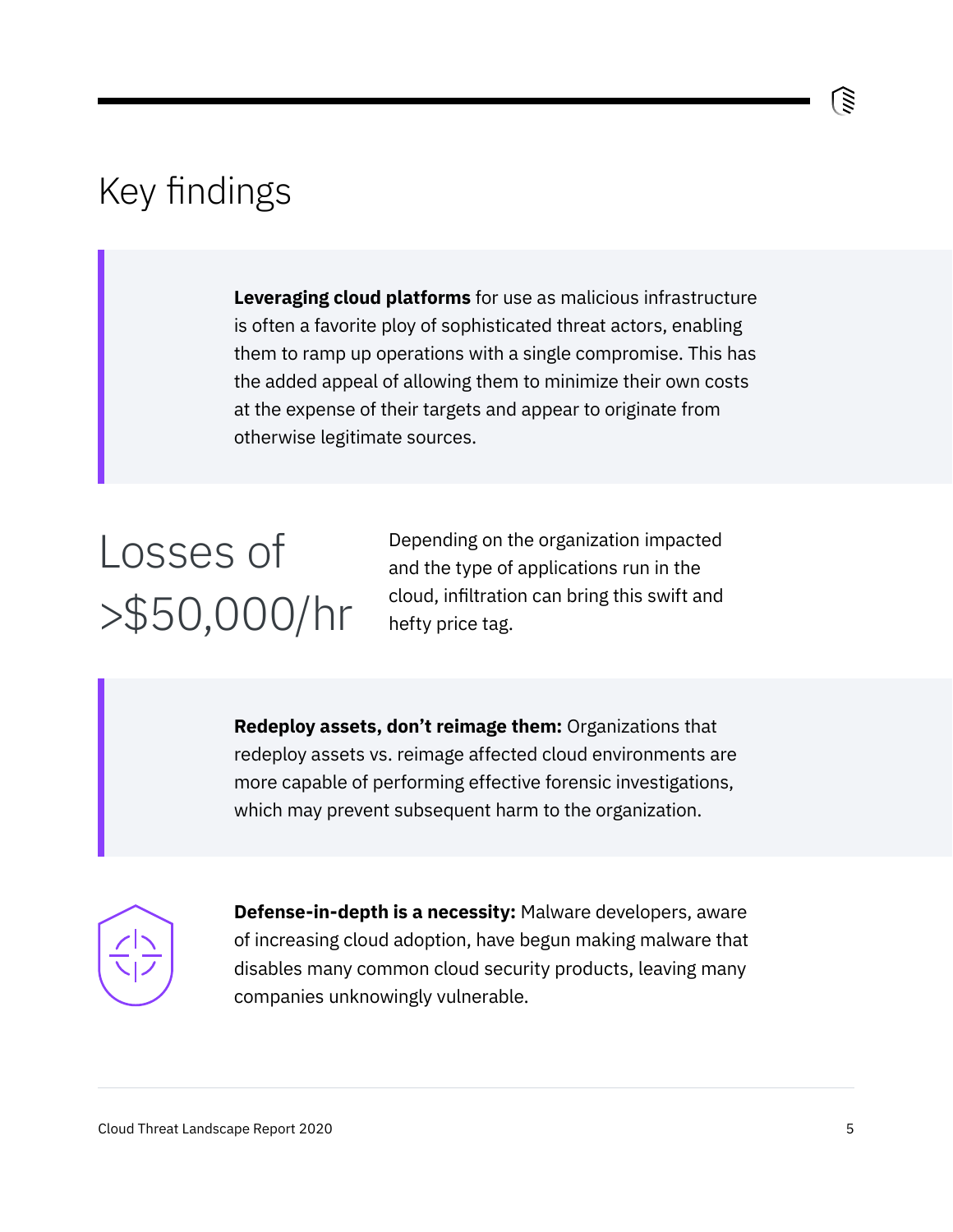# Key findings

**Leveraging cloud platforms** for use as malicious infrastructure is often a favorite ploy of sophisticated threat actors, enabling them to ramp up operations with a single compromise. This has the added appeal of allowing them to minimize their own costs at the expense of their targets and appear to originate from otherwise legitimate sources.

## Losses of >$50,000/hr

Depending on the organization impacted and the type of applications run in the cloud, infiltration can bring this swift and hefty price tag.

**Redeploy assets, don't reimage them:** Organizations that redeploy assets vs. reimage affected cloud environments are more capable of performing effective forensic investigations, which may prevent subsequent harm to the organization.

**Defense-in-depth is a necessity:** Malware developers, aware of increasing cloud adoption, have begun making malware that disables many common cloud security products, leaving many companies unknowingly vulnerable.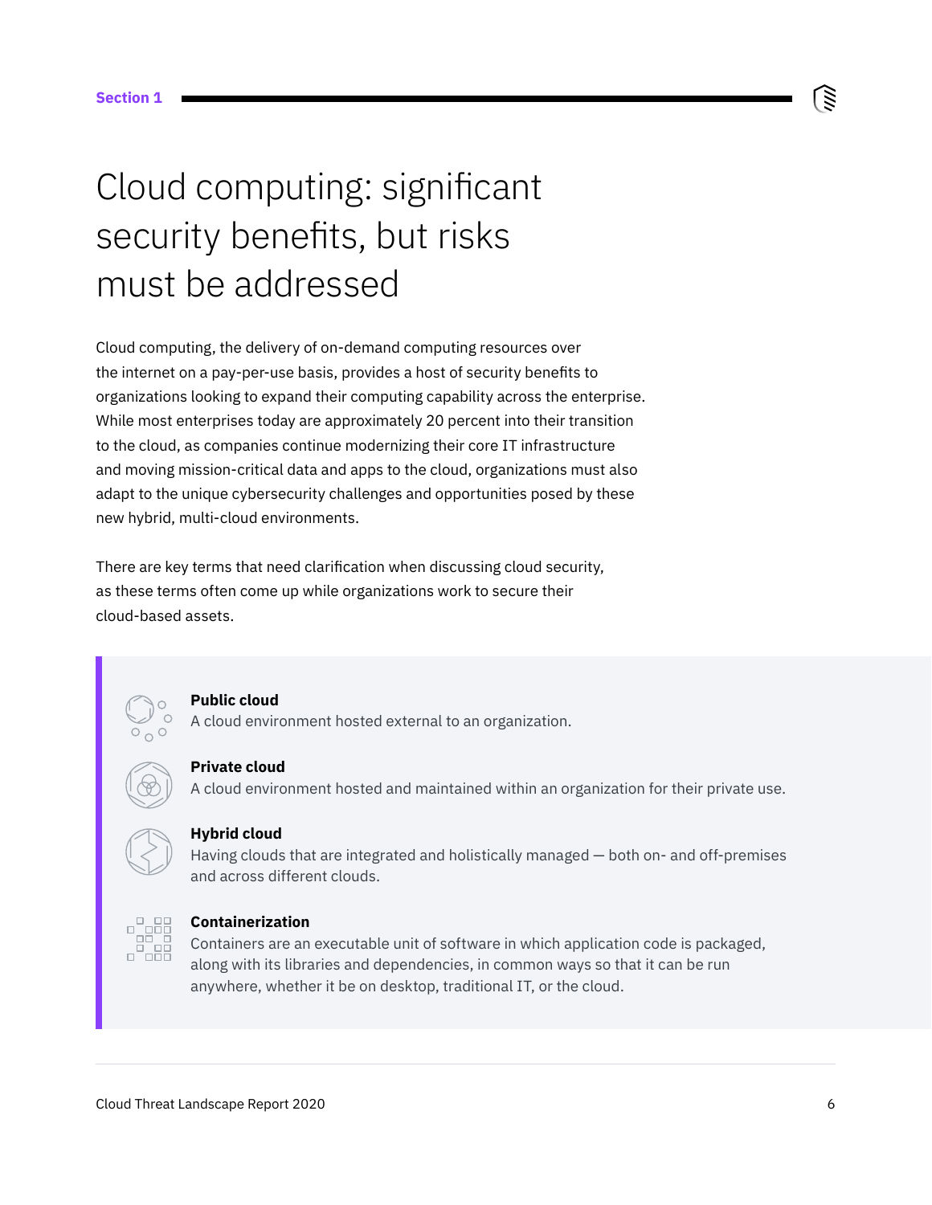Section 1

# Cloud computing: significant security benefits, but risks must be addressed

Cloud computing, the delivery of on-demand computing resources over the internet on a pay-per-use basis, provides a host of security benefits to organizations looking to expand their computing capability across the enterprise. While most enterprises today are approximately 20 percent into their transition to the cloud, as companies continue modernizing their core IT infrastructure and moving mission-critical data and apps to the cloud, organizations must also adapt to the unique cybersecurity challenges and opportunities posed by these new hybrid, multi-cloud environments.

There are key terms that need clarification when discussing cloud security, as these terms often come up while organizations work to secure their cloud-based assets.

**Public cloud**
A cloud environment hosted external to an organization.

**Private cloud**
A cloud environment hosted and maintained within an organization for their private use.

**Hybrid cloud**
Having clouds that are integrated and holistically managed — both on- and off-premises and across different clouds.

**Containerization**
Containers are an executable unit of software in which application code is packaged, along with its libraries and dependencies, in common ways so that it can be run anywhere, whether it be on desktop, traditional IT, or the cloud.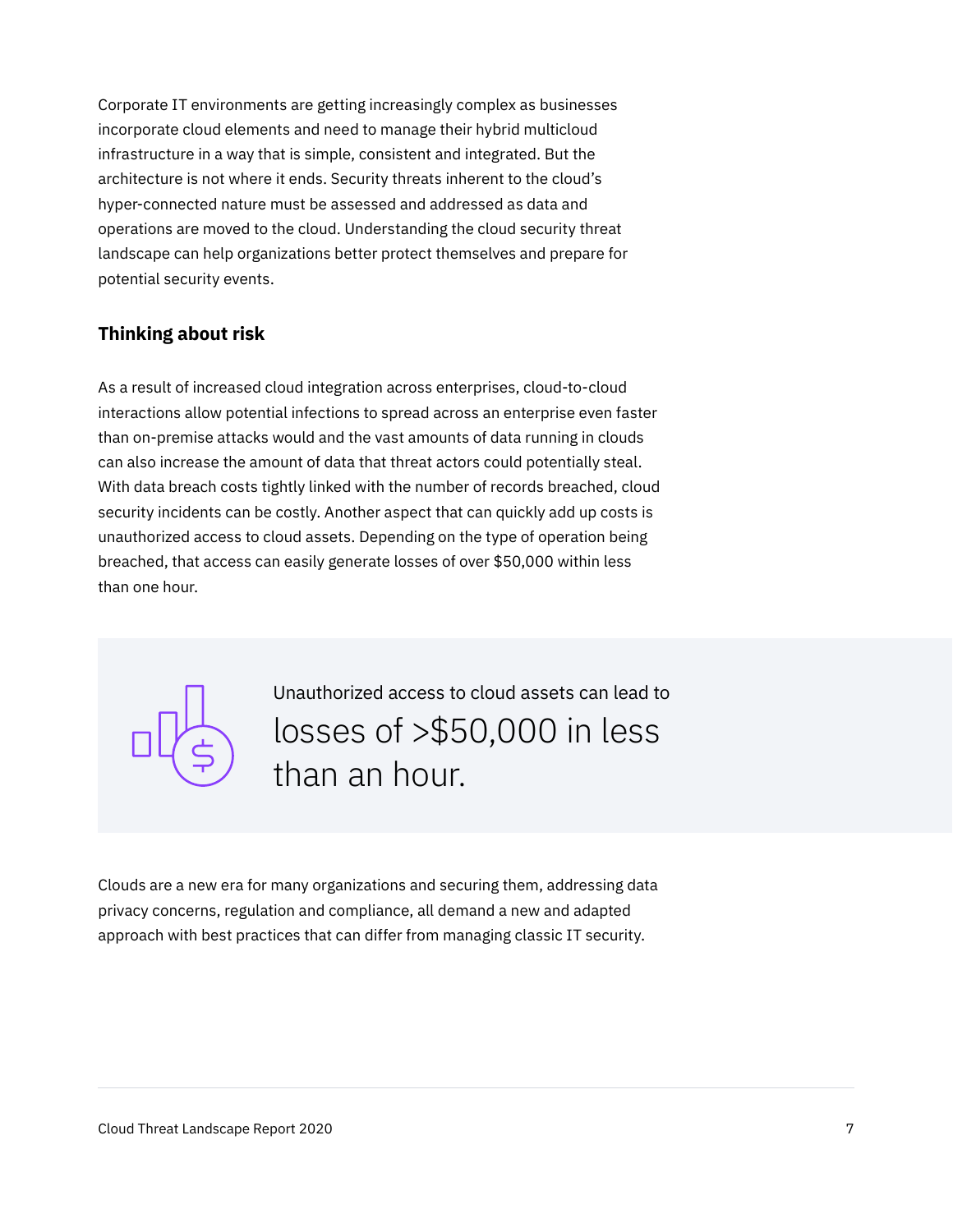Corporate IT environments are getting increasingly complex as businesses incorporate cloud elements and need to manage their hybrid multicloud infrastructure in a way that is simple, consistent and integrated. But the architecture is not where it ends. Security threats inherent to the cloud's hyper-connected nature must be assessed and addressed as data and operations are moved to the cloud. Understanding the cloud security threat landscape can help organizations better protect themselves and prepare for potential security events.

## Thinking about risk

As a result of increased cloud integration across enterprises, cloud-to-cloud interactions allow potential infections to spread across an enterprise even faster than on-premise attacks would and the vast amounts of data running in clouds can also increase the amount of data that threat actors could potentially steal. With data breach costs tightly linked with the number of records breached, cloud security incidents can be costly. Another aspect that can quickly add up costs is unauthorized access to cloud assets. Depending on the type of operation being breached, that access can easily generate losses of over $50,000 within less than one hour.

Unauthorized access to cloud assets can lead to

losses of >$50,000 in less than an hour.

Clouds are a new era for many organizations and securing them, addressing data privacy concerns, regulation and compliance, all demand a new and adapted approach with best practices that can differ from managing classic IT security.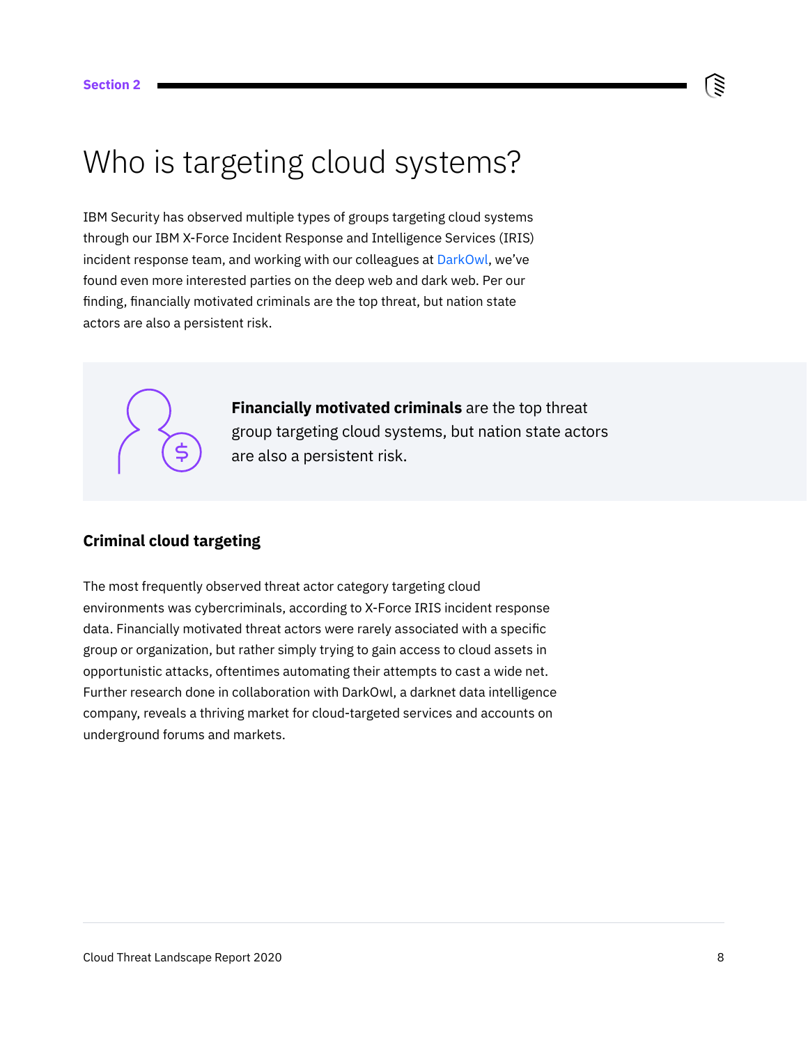Section 2

# Who is targeting cloud systems?

IBM Security has observed multiple types of groups targeting cloud systems through our IBM X-Force Incident Response and Intelligence Services (IRIS) incident response team, and working with our colleagues at DarkOwl, we've found even more interested parties on the deep web and dark web. Per our finding, financially motivated criminals are the top threat, but nation state actors are also a persistent risk.

**Financially motivated criminals** are the top threat group targeting cloud systems, but nation state actors are also a persistent risk.

## Criminal cloud targeting

The most frequently observed threat actor category targeting cloud environments was cybercriminals, according to X-Force IRIS incident response data. Financially motivated threat actors were rarely associated with a specific group or organization, but rather simply trying to gain access to cloud assets in opportunistic attacks, oftentimes automating their attempts to cast a wide net. Further research done in collaboration with DarkOwl, a darknet data intelligence company, reveals a thriving market for cloud-targeted services and accounts on underground forums and markets.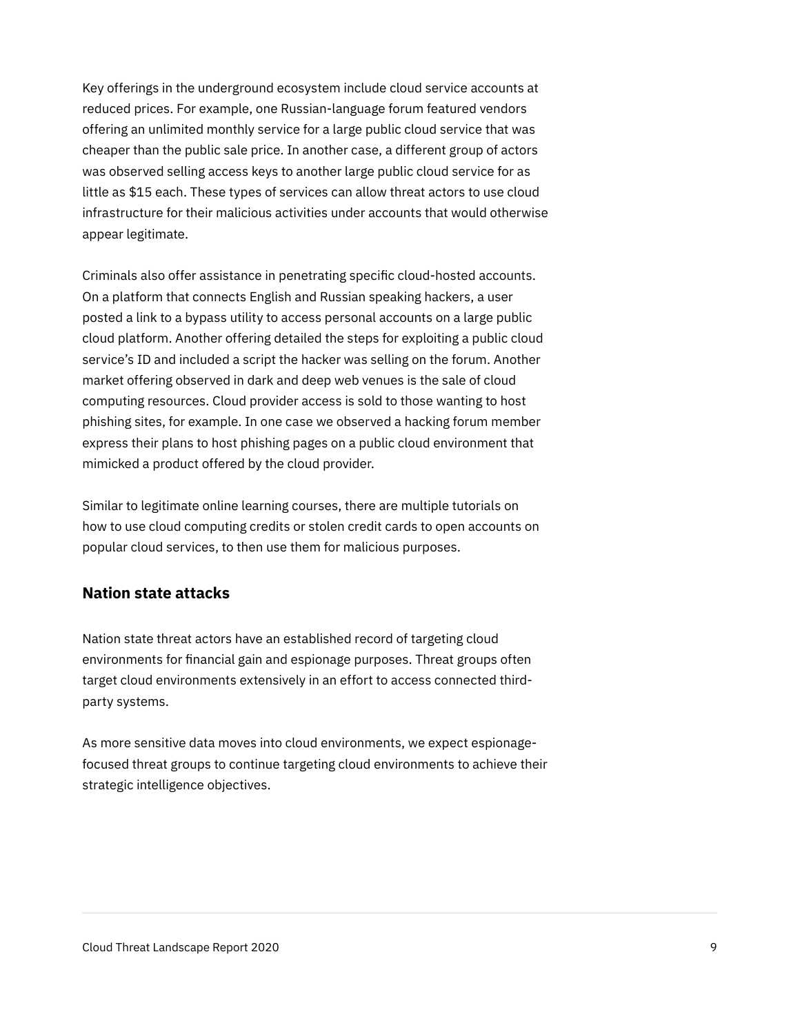Key offerings in the underground ecosystem include cloud service accounts at reduced prices. For example, one Russian-language forum featured vendors offering an unlimited monthly service for a large public cloud service that was cheaper than the public sale price. In another case, a different group of actors was observed selling access keys to another large public cloud service for as little as $15 each. These types of services can allow threat actors to use cloud infrastructure for their malicious activities under accounts that would otherwise appear legitimate.

Criminals also offer assistance in penetrating specific cloud-hosted accounts. On a platform that connects English and Russian speaking hackers, a user posted a link to a bypass utility to access personal accounts on a large public cloud platform. Another offering detailed the steps for exploiting a public cloud service's ID and included a script the hacker was selling on the forum. Another market offering observed in dark and deep web venues is the sale of cloud computing resources. Cloud provider access is sold to those wanting to host phishing sites, for example. In one case we observed a hacking forum member express their plans to host phishing pages on a public cloud environment that mimicked a product offered by the cloud provider.

Similar to legitimate online learning courses, there are multiple tutorials on how to use cloud computing credits or stolen credit cards to open accounts on popular cloud services, to then use them for malicious purposes.

## Nation state attacks

Nation state threat actors have an established record of targeting cloud environments for financial gain and espionage purposes. Threat groups often target cloud environments extensively in an effort to access connected third-party systems.

As more sensitive data moves into cloud environments, we expect espionage-focused threat groups to continue targeting cloud environments to achieve their strategic intelligence objectives.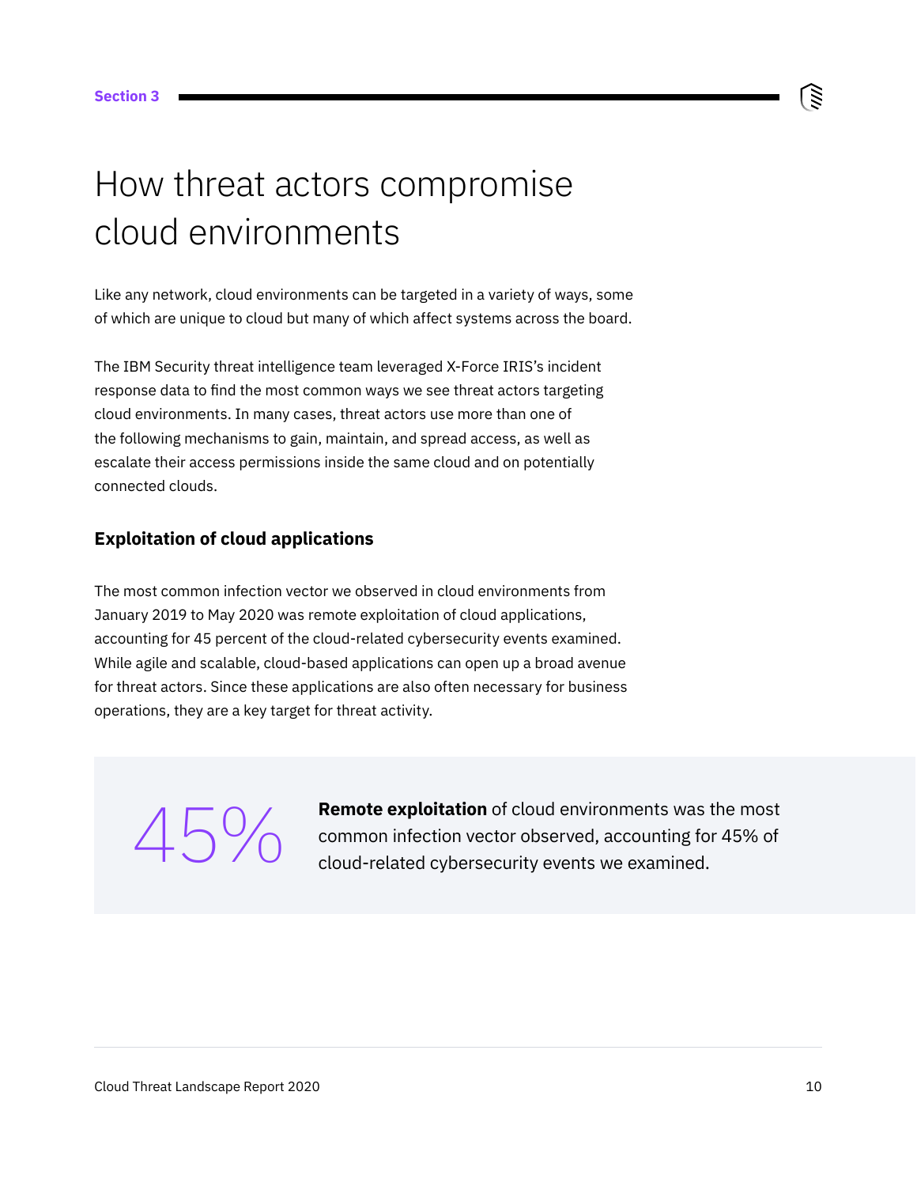Section 3

# How threat actors compromise cloud environments

Like any network, cloud environments can be targeted in a variety of ways, some of which are unique to cloud but many of which affect systems across the board.

The IBM Security threat intelligence team leveraged X-Force IRIS's incident response data to find the most common ways we see threat actors targeting cloud environments. In many cases, threat actors use more than one of the following mechanisms to gain, maintain, and spread access, as well as escalate their access permissions inside the same cloud and on potentially connected clouds.

## Exploitation of cloud applications

The most common infection vector we observed in cloud environments from January 2019 to May 2020 was remote exploitation of cloud applications, accounting for 45 percent of the cloud-related cybersecurity events examined. While agile and scalable, cloud-based applications can open up a broad avenue for threat actors. Since these applications are also often necessary for business operations, they are a key target for threat activity.

45%

**Remote exploitation** of cloud environments was the most common infection vector observed, accounting for 45% of cloud-related cybersecurity events we examined.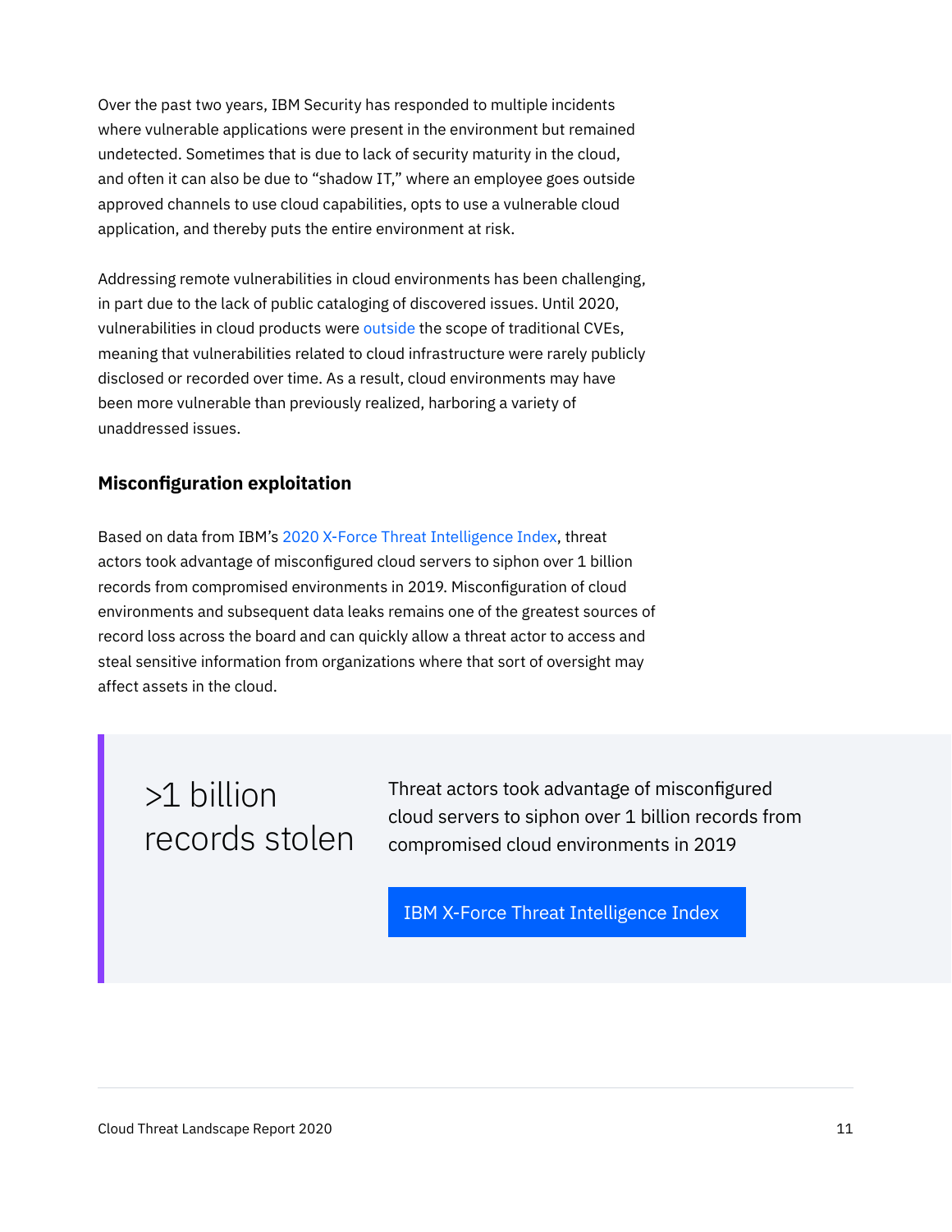Over the past two years, IBM Security has responded to multiple incidents where vulnerable applications were present in the environment but remained undetected. Sometimes that is due to lack of security maturity in the cloud, and often it can also be due to "shadow IT," where an employee goes outside approved channels to use cloud capabilities, opts to use a vulnerable cloud application, and thereby puts the entire environment at risk.

Addressing remote vulnerabilities in cloud environments has been challenging, in part due to the lack of public cataloging of discovered issues. Until 2020, vulnerabilities in cloud products were outside the scope of traditional CVEs, meaning that vulnerabilities related to cloud infrastructure were rarely publicly disclosed or recorded over time. As a result, cloud environments may have been more vulnerable than previously realized, harboring a variety of unaddressed issues.

### Misconfiguration exploitation

Based on data from IBM's 2020 X-Force Threat Intelligence Index, threat actors took advantage of misconfigured cloud servers to siphon over 1 billion records from compromised environments in 2019. Misconfiguration of cloud environments and subsequent data leaks remains one of the greatest sources of record loss across the board and can quickly allow a threat actor to access and steal sensitive information from organizations where that sort of oversight may affect assets in the cloud.

>1 billion records stolen

Threat actors took advantage of misconfigured cloud servers to siphon over 1 billion records from compromised cloud environments in 2019

IBM X-Force Threat Intelligence Index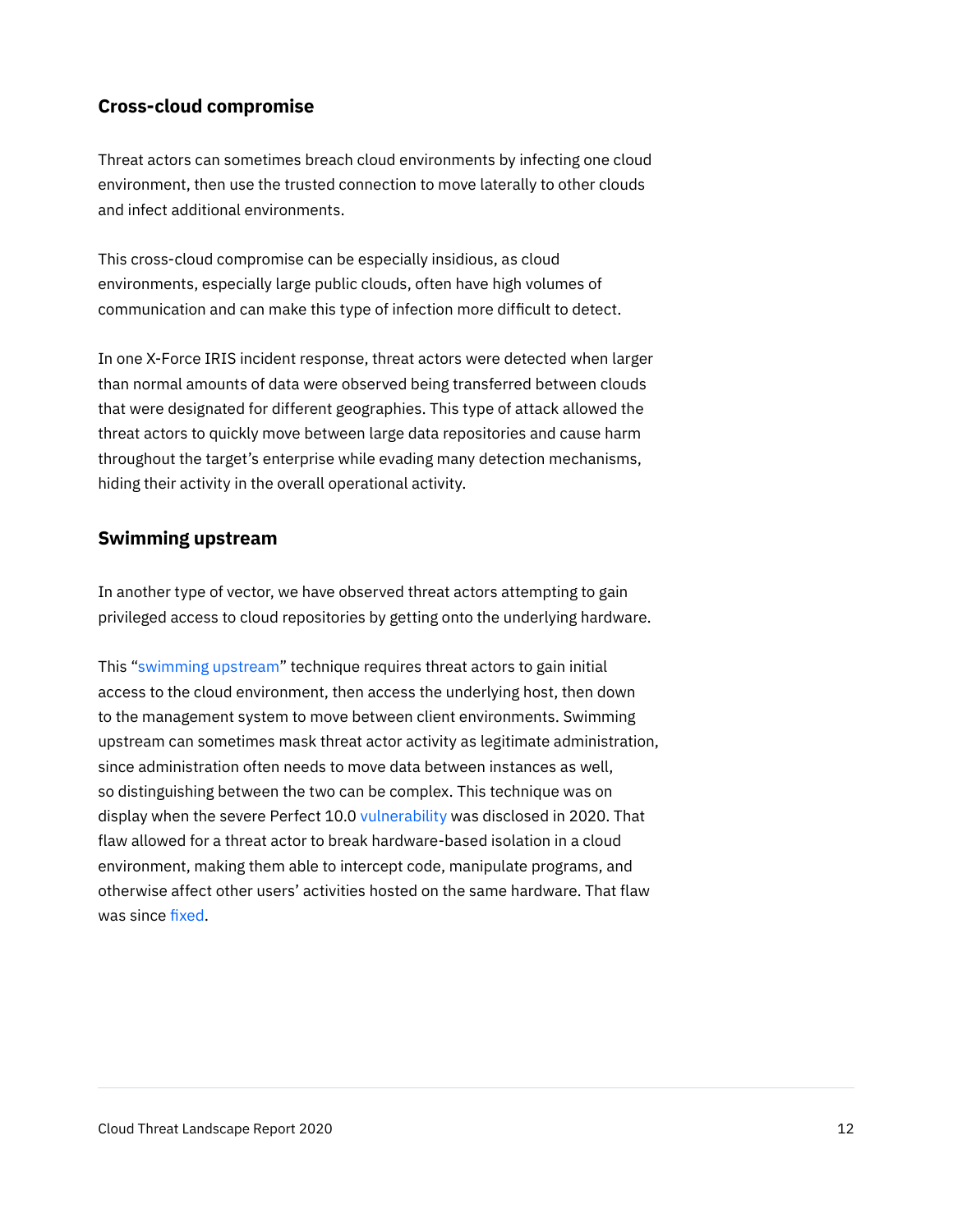## Cross-cloud compromise

Threat actors can sometimes breach cloud environments by infecting one cloud environment, then use the trusted connection to move laterally to other clouds and infect additional environments.

This cross-cloud compromise can be especially insidious, as cloud environments, especially large public clouds, often have high volumes of communication and can make this type of infection more difficult to detect.

In one X-Force IRIS incident response, threat actors were detected when larger than normal amounts of data were observed being transferred between clouds that were designated for different geographies. This type of attack allowed the threat actors to quickly move between large data repositories and cause harm throughout the target's enterprise while evading many detection mechanisms, hiding their activity in the overall operational activity.

## Swimming upstream

In another type of vector, we have observed threat actors attempting to gain privileged access to cloud repositories by getting onto the underlying hardware.

This "swimming upstream" technique requires threat actors to gain initial access to the cloud environment, then access the underlying host, then down to the management system to move between client environments. Swimming upstream can sometimes mask threat actor activity as legitimate administration, since administration often needs to move data between instances as well, so distinguishing between the two can be complex. This technique was on display when the severe Perfect 10.0 vulnerability was disclosed in 2020. That flaw allowed for a threat actor to break hardware-based isolation in a cloud environment, making them able to intercept code, manipulate programs, and otherwise affect other users' activities hosted on the same hardware. That flaw was since fixed.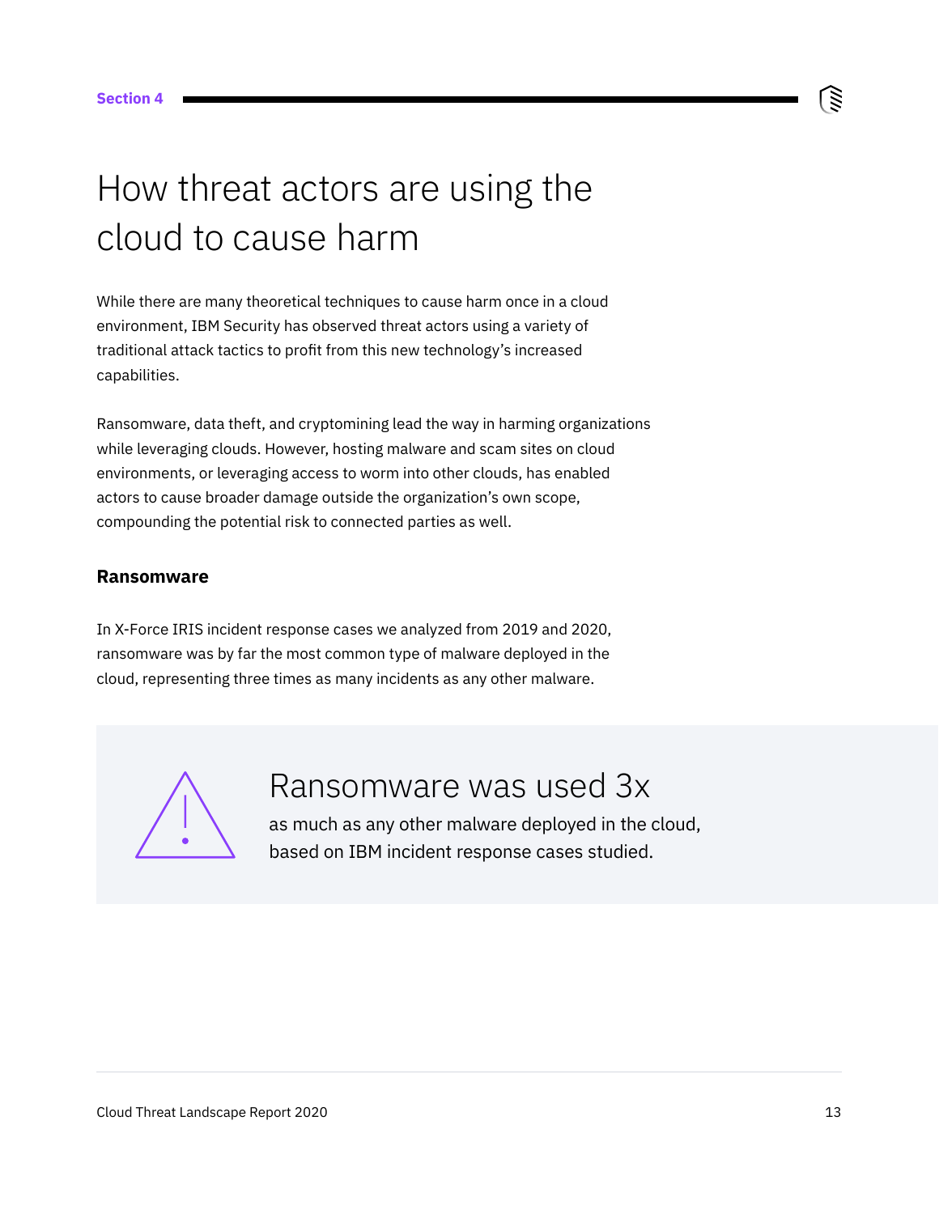Section 4

# How threat actors are using the cloud to cause harm

While there are many theoretical techniques to cause harm once in a cloud environment, IBM Security has observed threat actors using a variety of traditional attack tactics to profit from this new technology's increased capabilities.

Ransomware, data theft, and cryptomining lead the way in harming organizations while leveraging clouds. However, hosting malware and scam sites on cloud environments, or leveraging access to worm into other clouds, has enabled actors to cause broader damage outside the organization's own scope, compounding the potential risk to connected parties as well.

### Ransomware

In X-Force IRIS incident response cases we analyzed from 2019 and 2020, ransomware was by far the most common type of malware deployed in the cloud, representing three times as many incidents as any other malware.

> **Ransomware was used 3x**
> as much as any other malware deployed in the cloud, based on IBM incident response cases studied.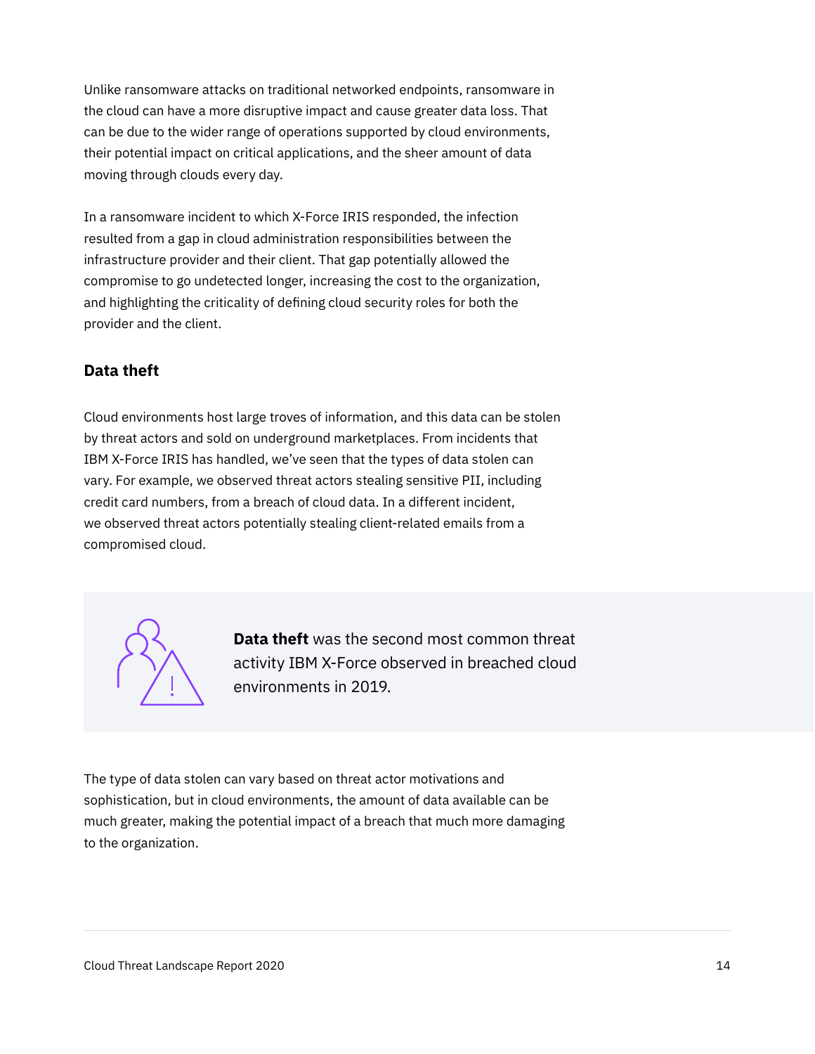Unlike ransomware attacks on traditional networked endpoints, ransomware in the cloud can have a more disruptive impact and cause greater data loss. That can be due to the wider range of operations supported by cloud environments, their potential impact on critical applications, and the sheer amount of data moving through clouds every day.

In a ransomware incident to which X-Force IRIS responded, the infection resulted from a gap in cloud administration responsibilities between the infrastructure provider and their client. That gap potentially allowed the compromise to go undetected longer, increasing the cost to the organization, and highlighting the criticality of defining cloud security roles for both the provider and the client.

### Data theft

Cloud environments host large troves of information, and this data can be stolen by threat actors and sold on underground marketplaces. From incidents that IBM X-Force IRIS has handled, we've seen that the types of data stolen can vary. For example, we observed threat actors stealing sensitive PII, including credit card numbers, from a breach of cloud data. In a different incident, we observed threat actors potentially stealing client-related emails from a compromised cloud.

**Data theft** was the second most common threat activity IBM X-Force observed in breached cloud environments in 2019.

The type of data stolen can vary based on threat actor motivations and sophistication, but in cloud environments, the amount of data available can be much greater, making the potential impact of a breach that much more damaging to the organization.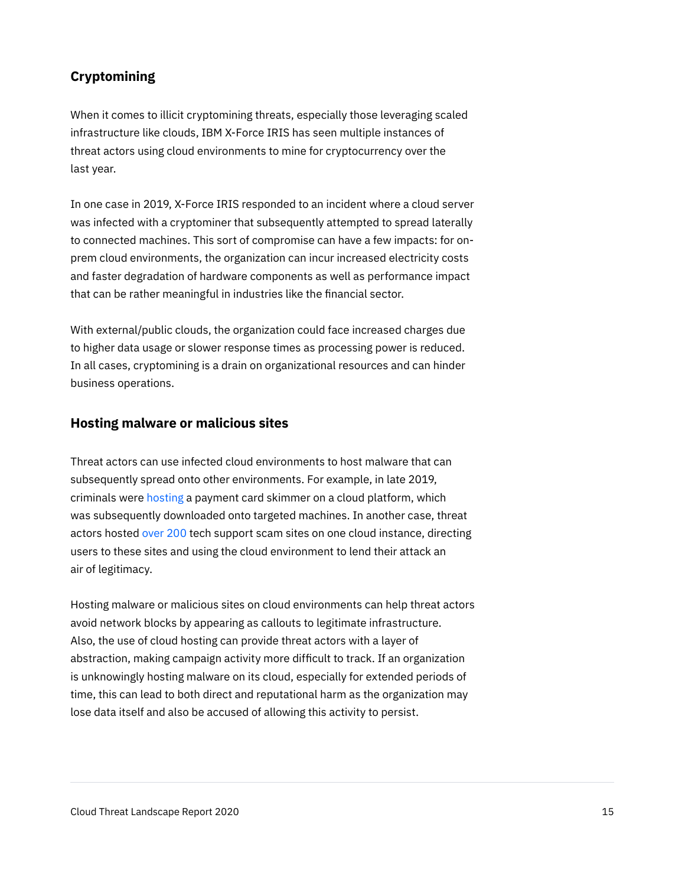## Cryptomining

When it comes to illicit cryptomining threats, especially those leveraging scaled infrastructure like clouds, IBM X-Force IRIS has seen multiple instances of threat actors using cloud environments to mine for cryptocurrency over the last year.

In one case in 2019, X-Force IRIS responded to an incident where a cloud server was infected with a cryptominer that subsequently attempted to spread laterally to connected machines. This sort of compromise can have a few impacts: for on-prem cloud environments, the organization can incur increased electricity costs and faster degradation of hardware components as well as performance impact that can be rather meaningful in industries like the financial sector.

With external/public clouds, the organization could face increased charges due to higher data usage or slower response times as processing power is reduced. In all cases, cryptomining is a drain on organizational resources and can hinder business operations.

## Hosting malware or malicious sites

Threat actors can use infected cloud environments to host malware that can subsequently spread onto other environments. For example, in late 2019, criminals were hosting a payment card skimmer on a cloud platform, which was subsequently downloaded onto targeted machines. In another case, threat actors hosted over 200 tech support scam sites on one cloud instance, directing users to these sites and using the cloud environment to lend their attack an air of legitimacy.

Hosting malware or malicious sites on cloud environments can help threat actors avoid network blocks by appearing as callouts to legitimate infrastructure. Also, the use of cloud hosting can provide threat actors with a layer of abstraction, making campaign activity more difficult to track. If an organization is unknowingly hosting malware on its cloud, especially for extended periods of time, this can lead to both direct and reputational harm as the organization may lose data itself and also be accused of allowing this activity to persist.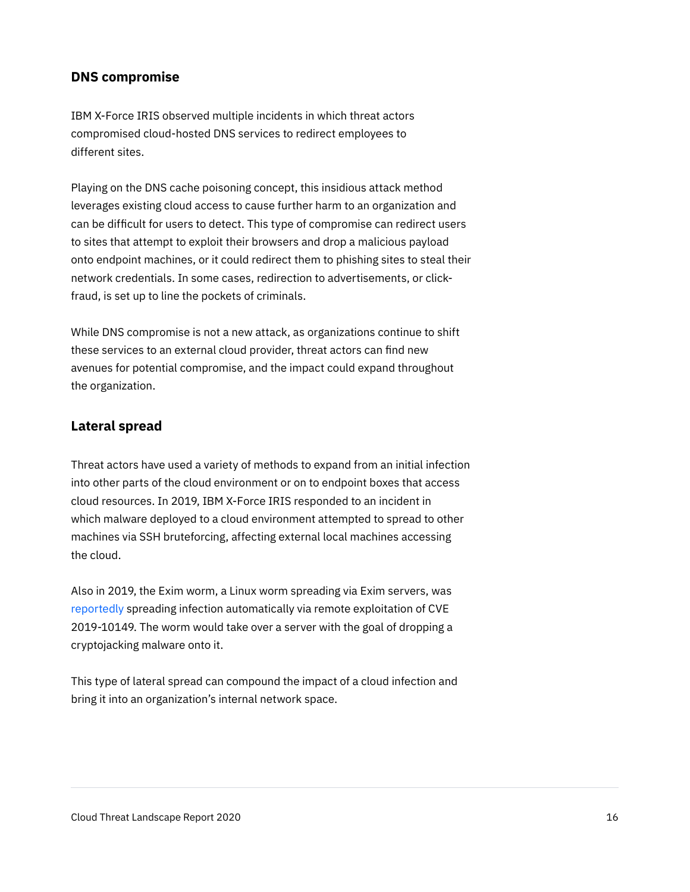### DNS compromise

IBM X-Force IRIS observed multiple incidents in which threat actors compromised cloud-hosted DNS services to redirect employees to different sites.

Playing on the DNS cache poisoning concept, this insidious attack method leverages existing cloud access to cause further harm to an organization and can be difficult for users to detect. This type of compromise can redirect users to sites that attempt to exploit their browsers and drop a malicious payload onto endpoint machines, or it could redirect them to phishing sites to steal their network credentials. In some cases, redirection to advertisements, or click-fraud, is set up to line the pockets of criminals.

While DNS compromise is not a new attack, as organizations continue to shift these services to an external cloud provider, threat actors can find new avenues for potential compromise, and the impact could expand throughout the organization.

### Lateral spread

Threat actors have used a variety of methods to expand from an initial infection into other parts of the cloud environment or on to endpoint boxes that access cloud resources. In 2019, IBM X-Force IRIS responded to an incident in which malware deployed to a cloud environment attempted to spread to other machines via SSH bruteforcing, affecting external local machines accessing the cloud.

Also in 2019, the Exim worm, a Linux worm spreading via Exim servers, was reportedly spreading infection automatically via remote exploitation of CVE 2019-10149. The worm would take over a server with the goal of dropping a cryptojacking malware onto it.

This type of lateral spread can compound the impact of a cloud infection and bring it into an organization's internal network space.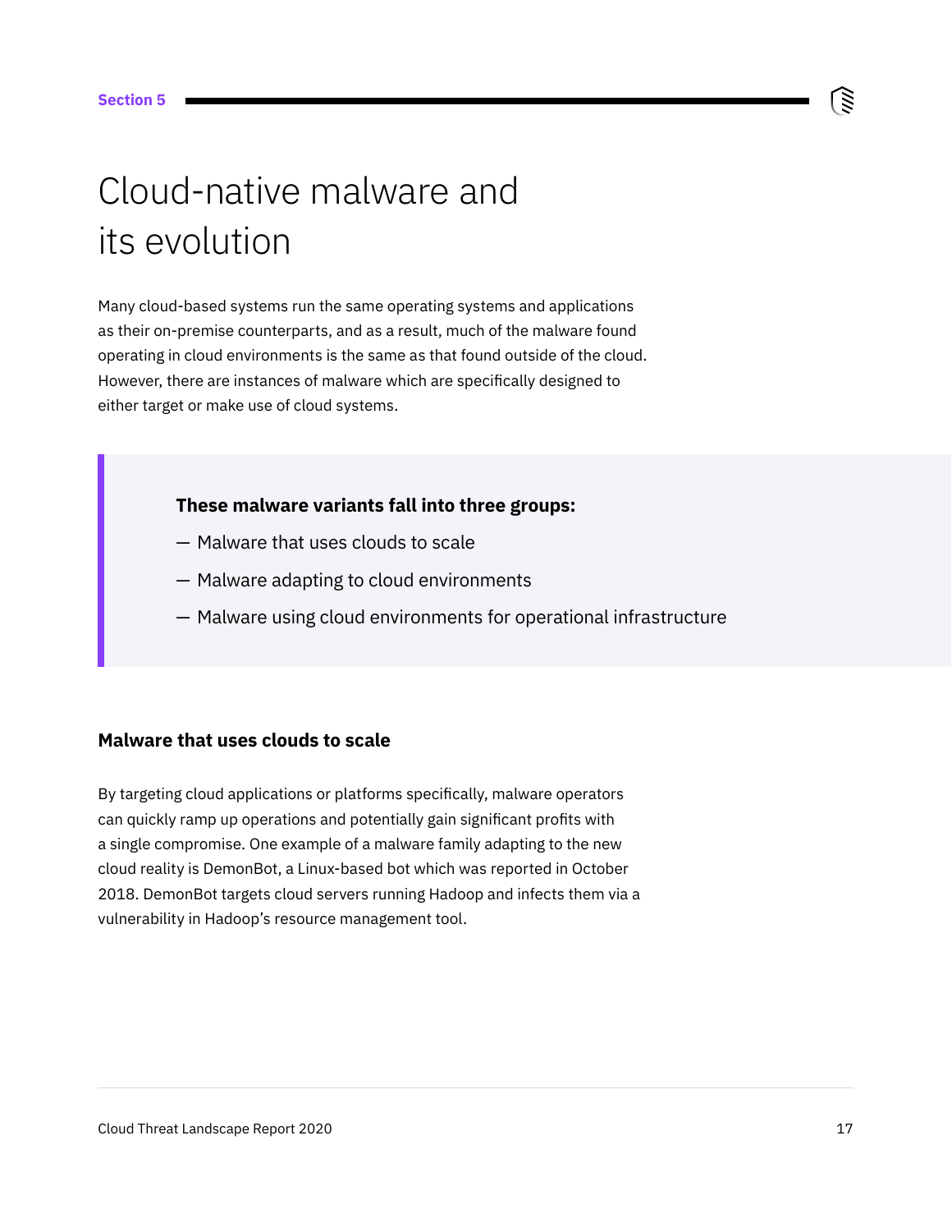Section 5

# Cloud-native malware and its evolution

Many cloud-based systems run the same operating systems and applications as their on-premise counterparts, and as a result, much of the malware found operating in cloud environments is the same as that found outside of the cloud. However, there are instances of malware which are specifically designed to either target or make use of cloud systems.

**These malware variants fall into three groups:**

- Malware that uses clouds to scale
- Malware adapting to cloud environments
- Malware using cloud environments for operational infrastructure

### Malware that uses clouds to scale

By targeting cloud applications or platforms specifically, malware operators can quickly ramp up operations and potentially gain significant profits with a single compromise. One example of a malware family adapting to the new cloud reality is DemonBot, a Linux-based bot which was reported in October 2018. DemonBot targets cloud servers running Hadoop and infects them via a vulnerability in Hadoop's resource management tool.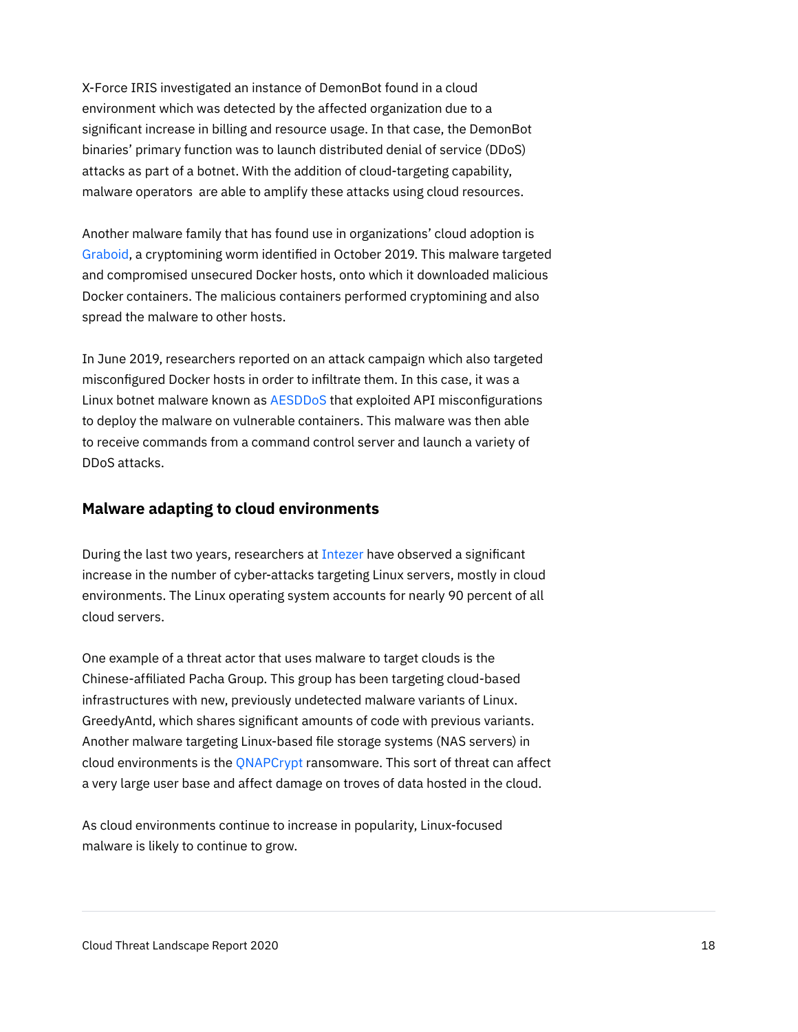X-Force IRIS investigated an instance of DemonBot found in a cloud environment which was detected by the affected organization due to a significant increase in billing and resource usage. In that case, the DemonBot binaries' primary function was to launch distributed denial of service (DDoS) attacks as part of a botnet. With the addition of cloud-targeting capability, malware operators are able to amplify these attacks using cloud resources.

Another malware family that has found use in organizations' cloud adoption is Graboid, a cryptomining worm identified in October 2019. This malware targeted and compromised unsecured Docker hosts, onto which it downloaded malicious Docker containers. The malicious containers performed cryptomining and also spread the malware to other hosts.

In June 2019, researchers reported on an attack campaign which also targeted misconfigured Docker hosts in order to infiltrate them. In this case, it was a Linux botnet malware known as AESDDoS that exploited API misconfigurations to deploy the malware on vulnerable containers. This malware was then able to receive commands from a command control server and launch a variety of DDoS attacks.

## Malware adapting to cloud environments

During the last two years, researchers at Intezer have observed a significant increase in the number of cyber-attacks targeting Linux servers, mostly in cloud environments. The Linux operating system accounts for nearly 90 percent of all cloud servers.

One example of a threat actor that uses malware to target clouds is the Chinese-affiliated Pacha Group. This group has been targeting cloud-based infrastructures with new, previously undetected malware variants of Linux. GreedyAntd, which shares significant amounts of code with previous variants. Another malware targeting Linux-based file storage systems (NAS servers) in cloud environments is the QNAPCrypt ransomware. This sort of threat can affect a very large user base and affect damage on troves of data hosted in the cloud.

As cloud environments continue to increase in popularity, Linux-focused malware is likely to continue to grow.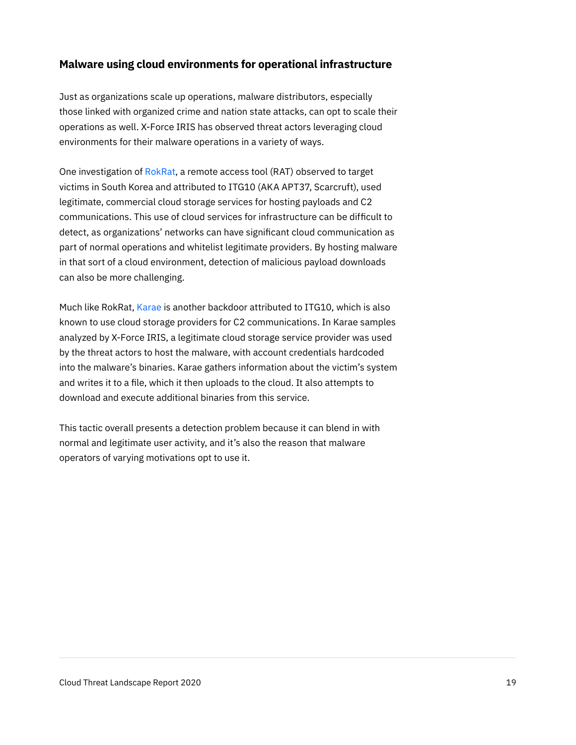### Malware using cloud environments for operational infrastructure

Just as organizations scale up operations, malware distributors, especially those linked with organized crime and nation state attacks, can opt to scale their operations as well. X-Force IRIS has observed threat actors leveraging cloud environments for their malware operations in a variety of ways.

One investigation of RokRat, a remote access tool (RAT) observed to target victims in South Korea and attributed to ITG10 (AKA APT37, Scarcruft), used legitimate, commercial cloud storage services for hosting payloads and C2 communications. This use of cloud services for infrastructure can be difficult to detect, as organizations' networks can have significant cloud communication as part of normal operations and whitelist legitimate providers. By hosting malware in that sort of a cloud environment, detection of malicious payload downloads can also be more challenging.

Much like RokRat, Karae is another backdoor attributed to ITG10, which is also known to use cloud storage providers for C2 communications. In Karae samples analyzed by X-Force IRIS, a legitimate cloud storage service provider was used by the threat actors to host the malware, with account credentials hardcoded into the malware's binaries. Karae gathers information about the victim's system and writes it to a file, which it then uploads to the cloud. It also attempts to download and execute additional binaries from this service.

This tactic overall presents a detection problem because it can blend in with normal and legitimate user activity, and it's also the reason that malware operators of varying motivations opt to use it.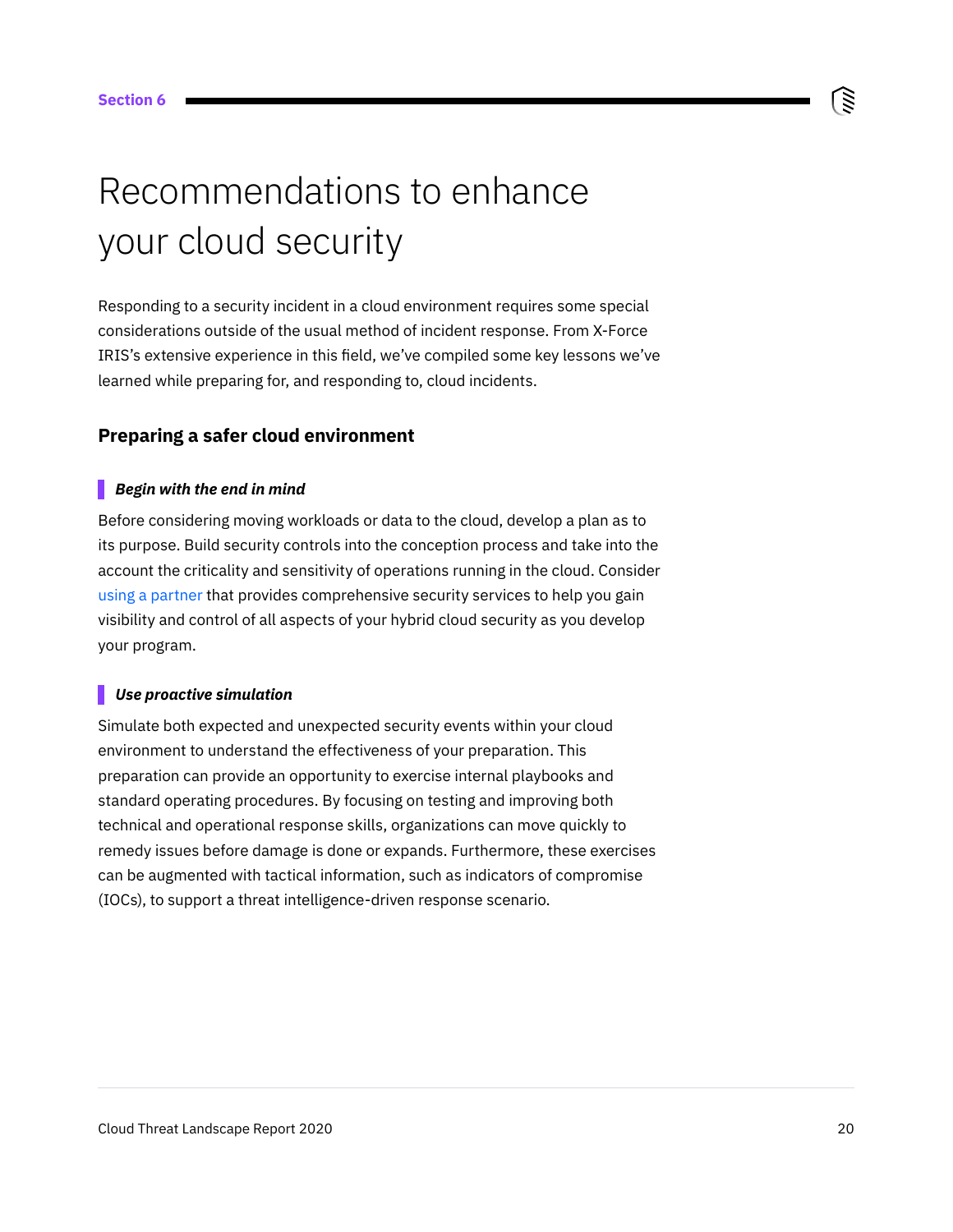# Recommendations to enhance your cloud security

Responding to a security incident in a cloud environment requires some special considerations outside of the usual method of incident response. From X-Force IRIS's extensive experience in this field, we've compiled some key lessons we've learned while preparing for, and responding to, cloud incidents.

## Preparing a safer cloud environment

### *Begin with the end in mind*

Before considering moving workloads or data to the cloud, develop a plan as to its purpose. Build security controls into the conception process and take into the account the criticality and sensitivity of operations running in the cloud. Consider using a partner that provides comprehensive security services to help you gain visibility and control of all aspects of your hybrid cloud security as you develop your program.

### *Use proactive simulation*

Simulate both expected and unexpected security events within your cloud environment to understand the effectiveness of your preparation. This preparation can provide an opportunity to exercise internal playbooks and standard operating procedures. By focusing on testing and improving both technical and operational response skills, organizations can move quickly to remedy issues before damage is done or expands. Furthermore, these exercises can be augmented with tactical information, such as indicators of compromise (IOCs), to support a threat intelligence-driven response scenario.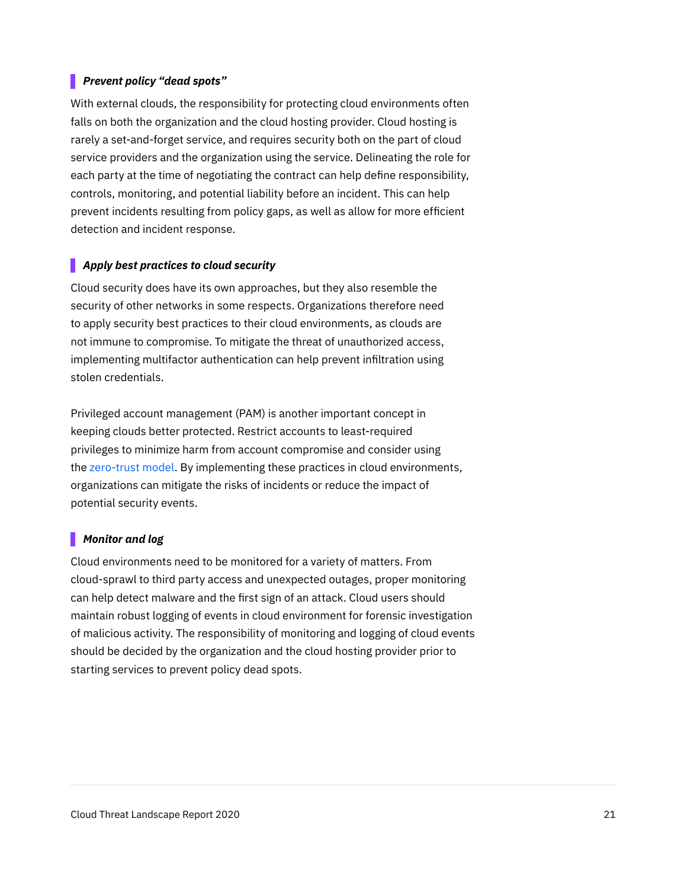### *Prevent policy "dead spots"*

With external clouds, the responsibility for protecting cloud environments often falls on both the organization and the cloud hosting provider. Cloud hosting is rarely a set-and-forget service, and requires security both on the part of cloud service providers and the organization using the service. Delineating the role for each party at the time of negotiating the contract can help define responsibility, controls, monitoring, and potential liability before an incident. This can help prevent incidents resulting from policy gaps, as well as allow for more efficient detection and incident response.

### *Apply best practices to cloud security*

Cloud security does have its own approaches, but they also resemble the security of other networks in some respects. Organizations therefore need to apply security best practices to their cloud environments, as clouds are not immune to compromise. To mitigate the threat of unauthorized access, implementing multifactor authentication can help prevent infiltration using stolen credentials.

Privileged account management (PAM) is another important concept in keeping clouds better protected. Restrict accounts to least-required privileges to minimize harm from account compromise and consider using the zero-trust model. By implementing these practices in cloud environments, organizations can mitigate the risks of incidents or reduce the impact of potential security events.

### *Monitor and log*

Cloud environments need to be monitored for a variety of matters. From cloud-sprawl to third party access and unexpected outages, proper monitoring can help detect malware and the first sign of an attack. Cloud users should maintain robust logging of events in cloud environment for forensic investigation of malicious activity. The responsibility of monitoring and logging of cloud events should be decided by the organization and the cloud hosting provider prior to starting services to prevent policy dead spots.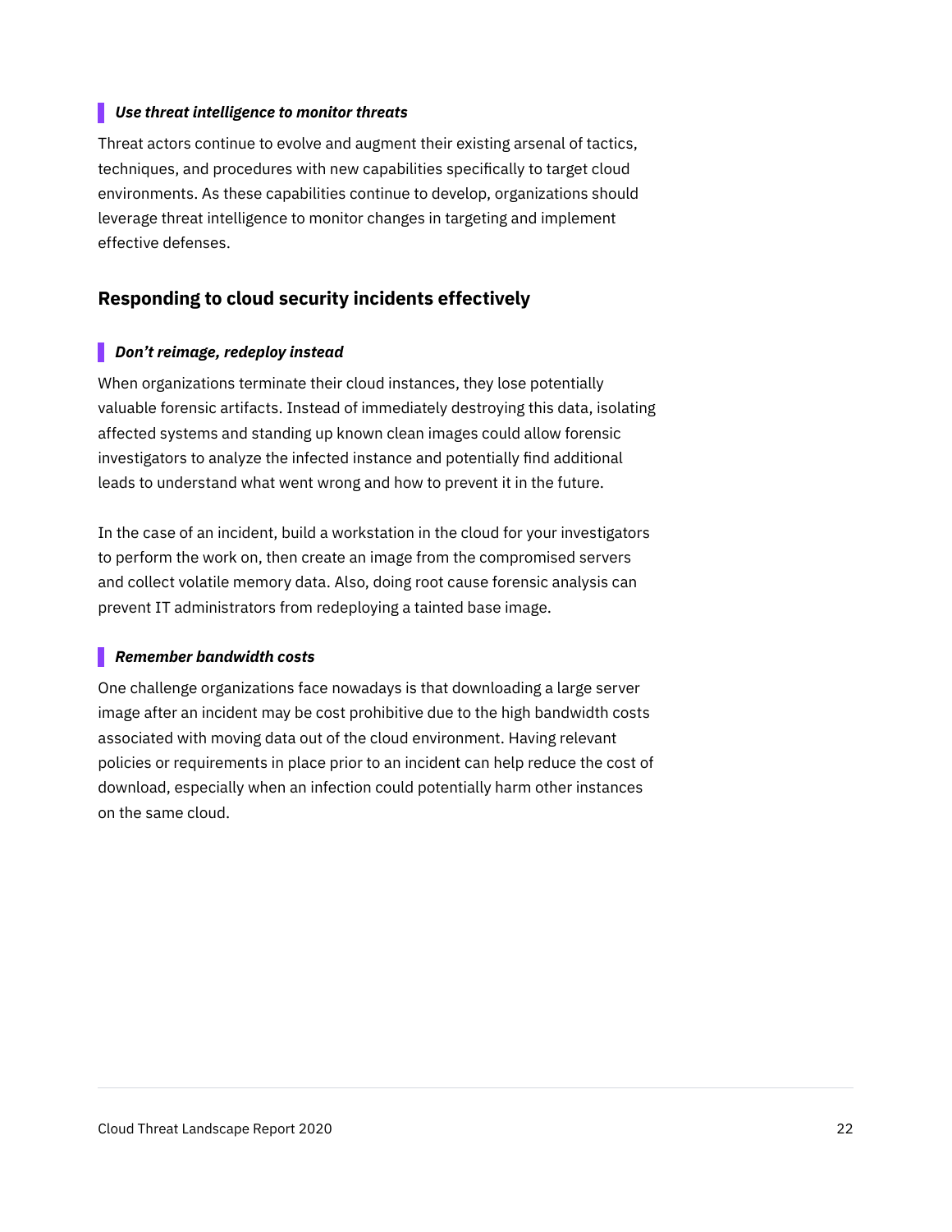#### ***Use threat intelligence to monitor threats***

Threat actors continue to evolve and augment their existing arsenal of tactics, techniques, and procedures with new capabilities specifically to target cloud environments. As these capabilities continue to develop, organizations should leverage threat intelligence to monitor changes in targeting and implement effective defenses.

### Responding to cloud security incidents effectively

#### ***Don't reimage, redeploy instead***

When organizations terminate their cloud instances, they lose potentially valuable forensic artifacts. Instead of immediately destroying this data, isolating affected systems and standing up known clean images could allow forensic investigators to analyze the infected instance and potentially find additional leads to understand what went wrong and how to prevent it in the future.

In the case of an incident, build a workstation in the cloud for your investigators to perform the work on, then create an image from the compromised servers and collect volatile memory data. Also, doing root cause forensic analysis can prevent IT administrators from redeploying a tainted base image.

#### ***Remember bandwidth costs***

One challenge organizations face nowadays is that downloading a large server image after an incident may be cost prohibitive due to the high bandwidth costs associated with moving data out of the cloud environment. Having relevant policies or requirements in place prior to an incident can help reduce the cost of download, especially when an infection could potentially harm other instances on the same cloud.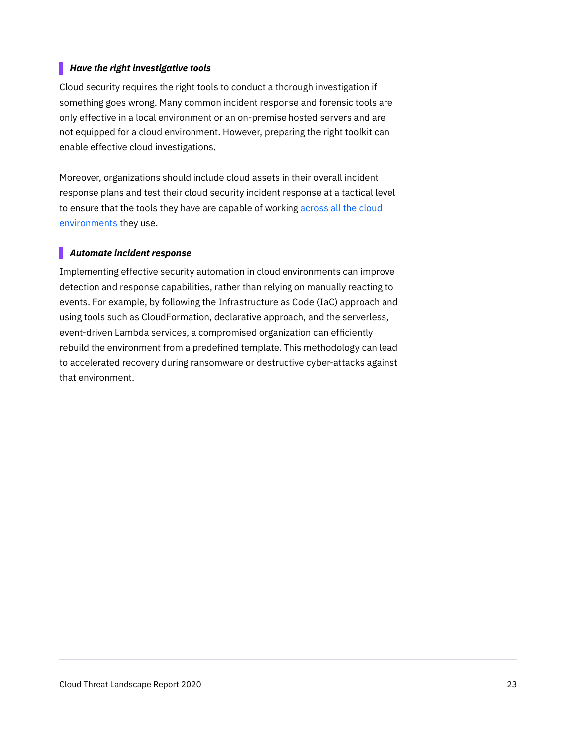### ***Have the right investigative tools***

Cloud security requires the right tools to conduct a thorough investigation if something goes wrong. Many common incident response and forensic tools are only effective in a local environment or an on-premise hosted servers and are not equipped for a cloud environment. However, preparing the right toolkit can enable effective cloud investigations.

Moreover, organizations should include cloud assets in their overall incident response plans and test their cloud security incident response at a tactical level to ensure that the tools they have are capable of working across all the cloud environments they use.

### ***Automate incident response***

Implementing effective security automation in cloud environments can improve detection and response capabilities, rather than relying on manually reacting to events. For example, by following the Infrastructure as Code (IaC) approach and using tools such as CloudFormation, declarative approach, and the serverless, event-driven Lambda services, a compromised organization can efficiently rebuild the environment from a predefined template. This methodology can lead to accelerated recovery during ransomware or destructive cyber-attacks against that environment.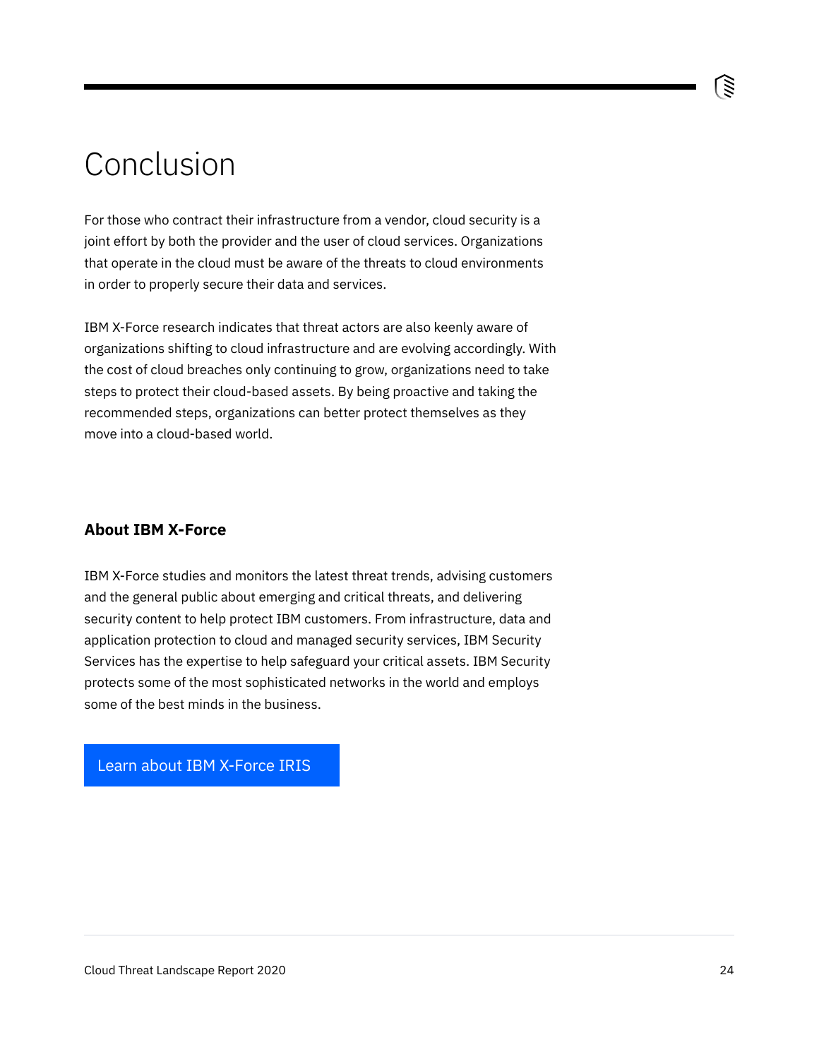# Conclusion

For those who contract their infrastructure from a vendor, cloud security is a joint effort by both the provider and the user of cloud services. Organizations that operate in the cloud must be aware of the threats to cloud environments in order to properly secure their data and services.

IBM X-Force research indicates that threat actors are also keenly aware of organizations shifting to cloud infrastructure and are evolving accordingly. With the cost of cloud breaches only continuing to grow, organizations need to take steps to protect their cloud-based assets. By being proactive and taking the recommended steps, organizations can better protect themselves as they move into a cloud-based world.

### About IBM X-Force

IBM X-Force studies and monitors the latest threat trends, advising customers and the general public about emerging and critical threats, and delivering security content to help protect IBM customers. From infrastructure, data and application protection to cloud and managed security services, IBM Security Services has the expertise to help safeguard your critical assets. IBM Security protects some of the most sophisticated networks in the world and employs some of the best minds in the business.

Learn about IBM X-Force IRIS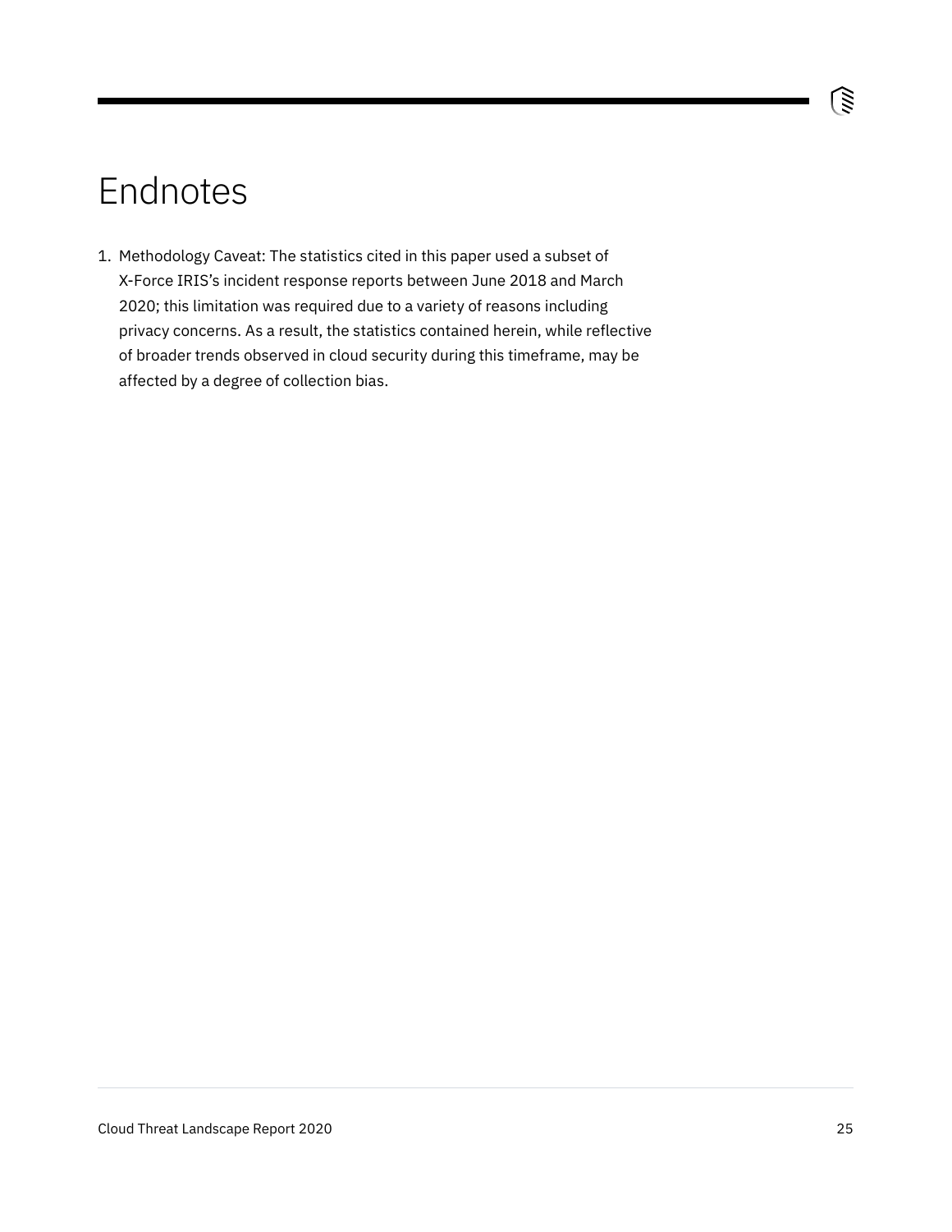# Endnotes

1. Methodology Caveat: The statistics cited in this paper used a subset of X-Force IRIS's incident response reports between June 2018 and March 2020; this limitation was required due to a variety of reasons including privacy concerns. As a result, the statistics contained herein, while reflective of broader trends observed in cloud security during this timeframe, may be affected by a degree of collection bias.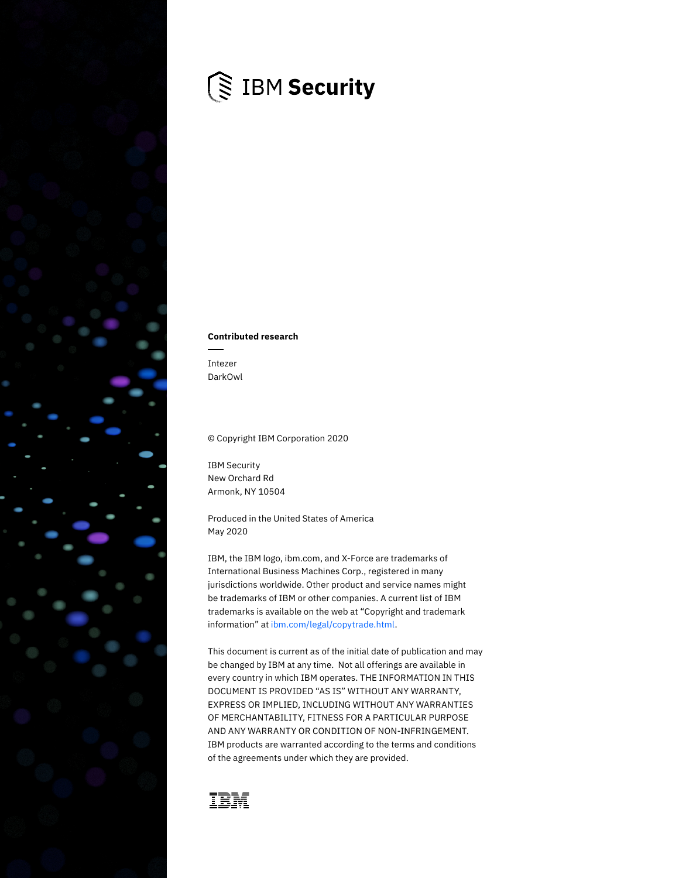# IBM **Security**

**Contributed research**

Intezer
DarkOwl

© Copyright IBM Corporation 2020

IBM Security
New Orchard Rd
Armonk, NY 10504

Produced in the United States of America
May 2020

IBM, the IBM logo, ibm.com, and X-Force are trademarks of International Business Machines Corp., registered in many jurisdictions worldwide. Other product and service names might be trademarks of IBM or other companies. A current list of IBM trademarks is available on the web at "Copyright and trademark information" at ibm.com/legal/copytrade.html.

This document is current as of the initial date of publication and may be changed by IBM at any time. Not all offerings are available in every country in which IBM operates. THE INFORMATION IN THIS DOCUMENT IS PROVIDED "AS IS" WITHOUT ANY WARRANTY, EXPRESS OR IMPLIED, INCLUDING WITHOUT ANY WARRANTIES OF MERCHANTABILITY, FITNESS FOR A PARTICULAR PURPOSE AND ANY WARRANTY OR CONDITION OF NON-INFRINGEMENT. IBM products are warranted according to the terms and conditions of the agreements under which they are provided.

IBM